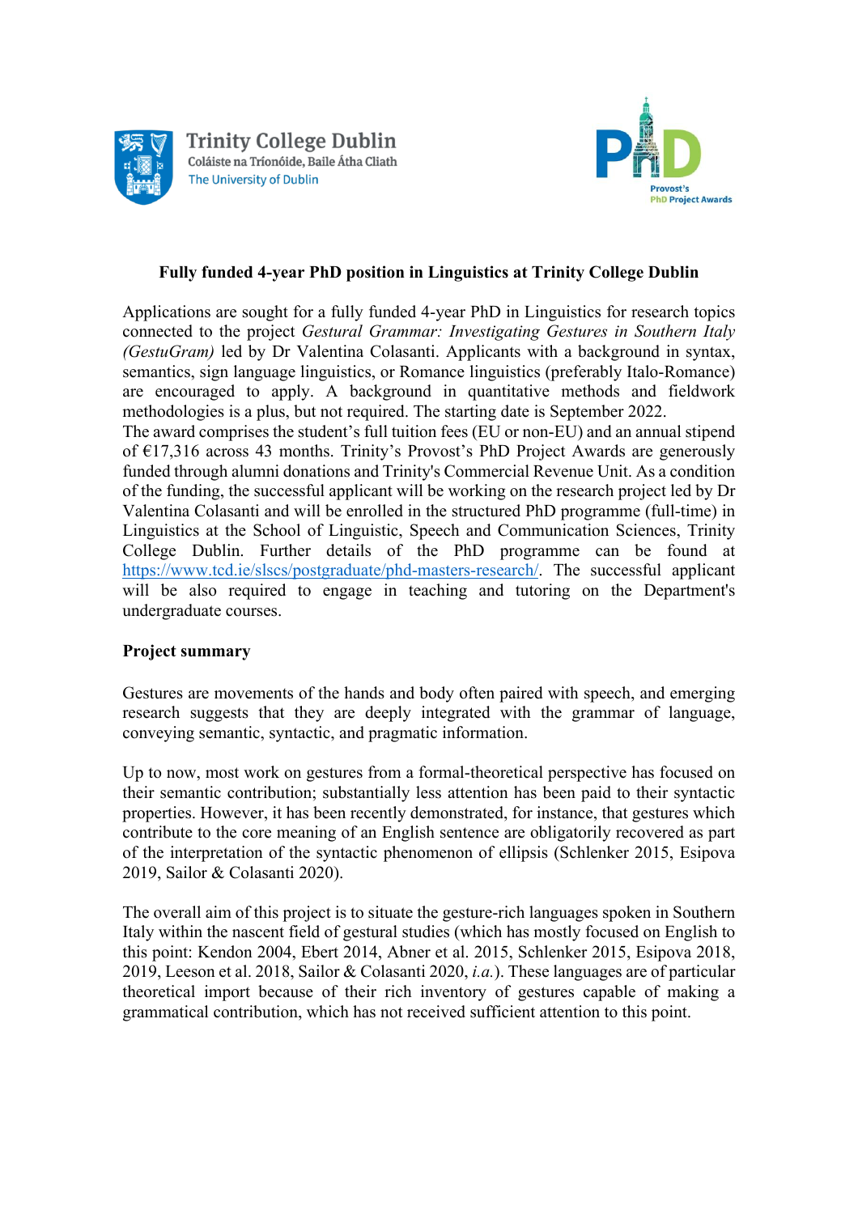Trinity College Dublin
Coláiste na Tríonóide, Baile Átha Cliath
The University of Dublin

PhD
Provost's
PhD Project Awards

**Fully funded 4-year PhD position in Linguistics at Trinity College Dublin**

Applications are sought for a fully funded 4-year PhD in Linguistics for research topics connected to the project *Gestural Grammar: Investigating Gestures in Southern Italy (GestuGram)* led by Dr Valentina Colasanti. Applicants with a background in syntax, semantics, sign language linguistics, or Romance linguistics (preferably Italo-Romance) are encouraged to apply. A background in quantitative methods and fieldwork methodologies is a plus, but not required. The starting date is September 2022.
The award comprises the student's full tuition fees (EU or non-EU) and an annual stipend of €17,316 across 43 months. Trinity's Provost's PhD Project Awards are generously funded through alumni donations and Trinity's Commercial Revenue Unit. As a condition of the funding, the successful applicant will be working on the research project led by Dr Valentina Colasanti and will be enrolled in the structured PhD programme (full-time) in Linguistics at the School of Linguistic, Speech and Communication Sciences, Trinity College Dublin. Further details of the PhD programme can be found at [https://www.tcd.ie/slscs/postgraduate/phd-masters-research/](https://www.tcd.ie/slscs/postgraduate/phd-masters-research/). The successful applicant will be also required to engage in teaching and tutoring on the Department's undergraduate courses.

**Project summary**

Gestures are movements of the hands and body often paired with speech, and emerging research suggests that they are deeply integrated with the grammar of language, conveying semantic, syntactic, and pragmatic information.

Up to now, most work on gestures from a formal-theoretical perspective has focused on their semantic contribution; substantially less attention has been paid to their syntactic properties. However, it has been recently demonstrated, for instance, that gestures which contribute to the core meaning of an English sentence are obligatorily recovered as part of the interpretation of the syntactic phenomenon of ellipsis (Schlenker 2015, Esipova 2019, Sailor & Colasanti 2020).

The overall aim of this project is to situate the gesture-rich languages spoken in Southern Italy within the nascent field of gestural studies (which has mostly focused on English to this point: Kendon 2004, Ebert 2014, Abner et al. 2015, Schlenker 2015, Esipova 2018, 2019, Leeson et al. 2018, Sailor & Colasanti 2020, *i.a.*). These languages are of particular theoretical import because of their rich inventory of gestures capable of making a grammatical contribution, which has not received sufficient attention to this point.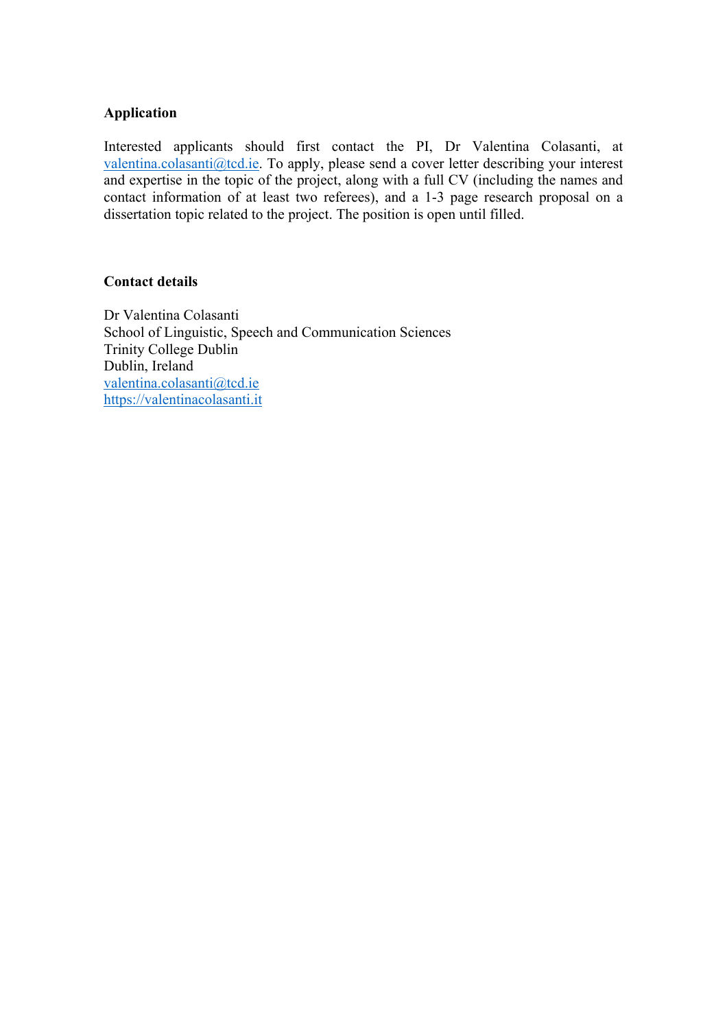**Application**

Interested applicants should first contact the PI, Dr Valentina Colasanti, at valentina.colasanti@tcd.ie. To apply, please send a cover letter describing your interest and expertise in the topic of the project, along with a full CV (including the names and contact information of at least two referees), and a 1-3 page research proposal on a dissertation topic related to the project. The position is open until filled.

**Contact details**

Dr Valentina Colasanti
School of Linguistic, Speech and Communication Sciences
Trinity College Dublin
Dublin, Ireland
valentina.colasanti@tcd.ie
https://valentinacolasanti.it